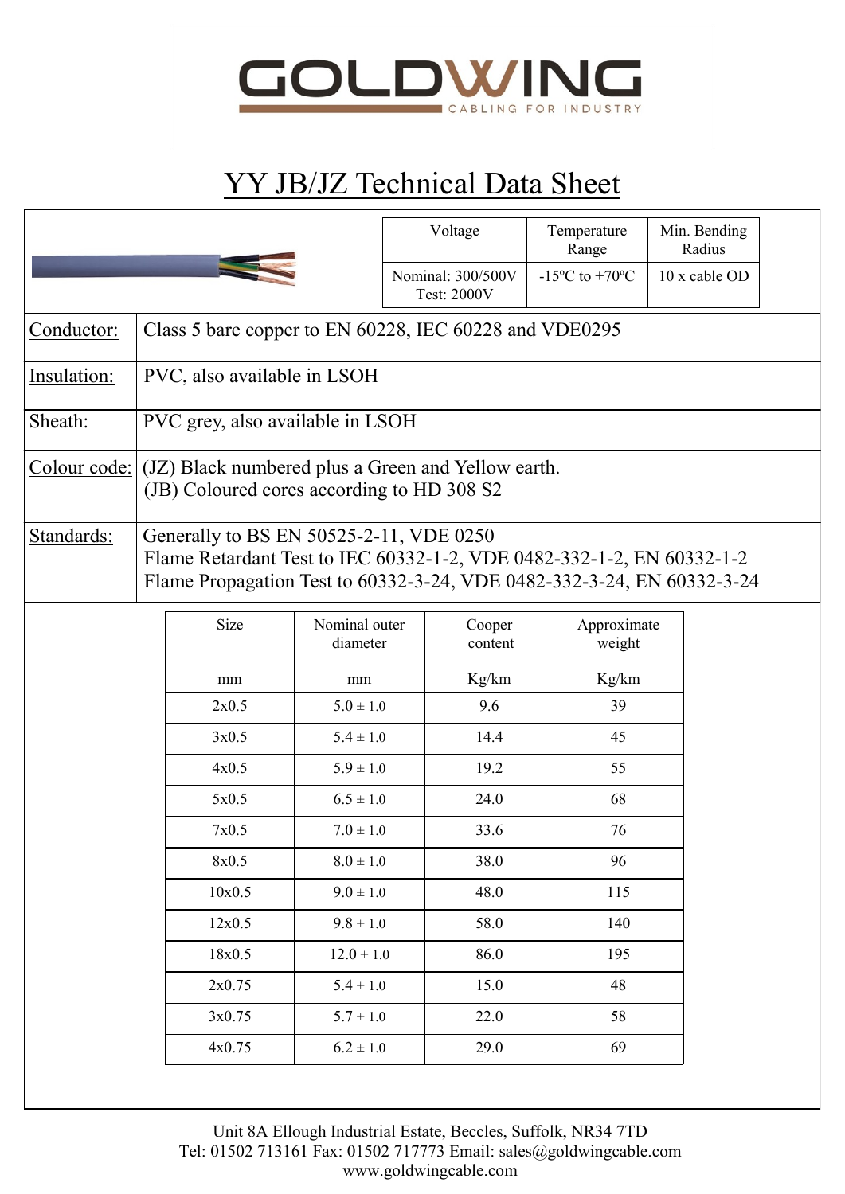# GOLDWING

CABLING FOR INDUSTRY

# YY JB/JZ Technical Data Sheet

| Voltage | Temperature Range | Min. Bending Radius |
|---|---|---|
| Nominal: 300/500V<br>Test: 2000V | -15ºC to +70ºC | 10 x cable OD |

| | |
|---|---|
| Conductor: | Class 5 bare copper to EN 60228, IEC 60228 and VDE0295 |
| Insulation: | PVC, also available in LSOH |
| Sheath: | PVC grey, also available in LSOH |
| Colour code: | (JZ) Black numbered plus a Green and Yellow earth.<br>(JB) Coloured cores according to HD 308 S2 |
| Standards: | Generally to BS EN 50525-2-11, VDE 0250<br>Flame Retardant Test to IEC 60332-1-2, VDE 0482-332-1-2, EN 60332-1-2<br>Flame Propagation Test to 60332-3-24, VDE 0482-332-3-24, EN 60332-3-24 |

| Size<br><br>mm | Nominal outer diameter<br><br>mm | Cooper content<br><br>Kg/km | Approximate weight<br><br>Kg/km |
|---|---|---|---|
| 2x0.5 | 5.0 ± 1.0 | 9.6 | 39 |
| 3x0.5 | 5.4 ± 1.0 | 14.4 | 45 |
| 4x0.5 | 5.9 ± 1.0 | 19.2 | 55 |
| 5x0.5 | 6.5 ± 1.0 | 24.0 | 68 |
| 7x0.5 | 7.0 ± 1.0 | 33.6 | 76 |
| 8x0.5 | 8.0 ± 1.0 | 38.0 | 96 |
| 10x0.5 | 9.0 ± 1.0 | 48.0 | 115 |
| 12x0.5 | 9.8 ± 1.0 | 58.0 | 140 |
| 18x0.5 | 12.0 ± 1.0 | 86.0 | 195 |
| 2x0.75 | 5.4 ± 1.0 | 15.0 | 48 |
| 3x0.75 | 5.7 ± 1.0 | 22.0 | 58 |
| 4x0.75 | 6.2 ± 1.0 | 29.0 | 69 |

Unit 8A Ellough Industrial Estate, Beccles, Suffolk, NR34 7TD
Tel: 01502 713161 Fax: 01502 717773 Email: sales@goldwingcable.com
www.goldwingcable.com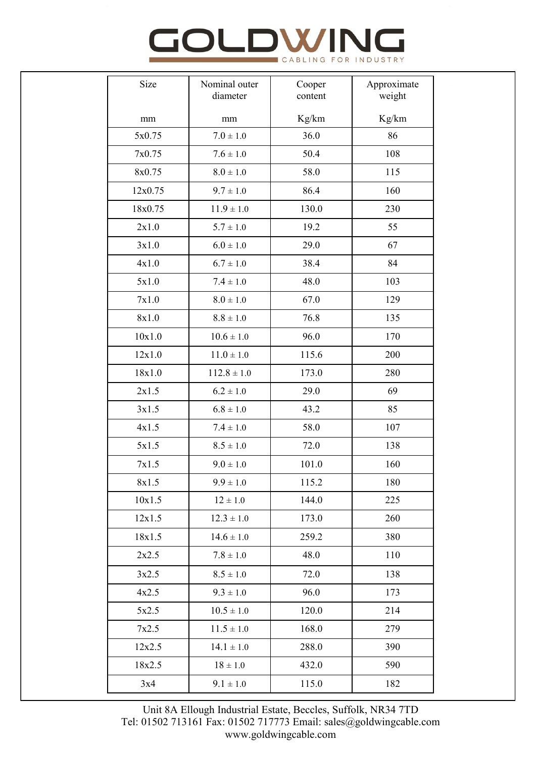# GOLDWING

CABLING FOR INDUSTRY

| Size<br><br>mm | Nominal outer diameter<br><br>mm | Cooper content<br><br>Kg/km | Approximate weight<br><br>Kg/km |
|---|---|---|---|
| 5x0.75 | 7.0 ± 1.0 | 36.0 | 86 |
| 7x0.75 | 7.6 ± 1.0 | 50.4 | 108 |
| 8x0.75 | 8.0 ± 1.0 | 58.0 | 115 |
| 12x0.75 | 9.7 ± 1.0 | 86.4 | 160 |
| 18x0.75 | 11.9 ± 1.0 | 130.0 | 230 |
| 2x1.0 | 5.7 ± 1.0 | 19.2 | 55 |
| 3x1.0 | 6.0 ± 1.0 | 29.0 | 67 |
| 4x1.0 | 6.7 ± 1.0 | 38.4 | 84 |
| 5x1.0 | 7.4 ± 1.0 | 48.0 | 103 |
| 7x1.0 | 8.0 ± 1.0 | 67.0 | 129 |
| 8x1.0 | 8.8 ± 1.0 | 76.8 | 135 |
| 10x1.0 | 10.6 ± 1.0 | 96.0 | 170 |
| 12x1.0 | 11.0 ± 1.0 | 115.6 | 200 |
| 18x1.0 | 112.8 ± 1.0 | 173.0 | 280 |
| 2x1.5 | 6.2 ± 1.0 | 29.0 | 69 |
| 3x1.5 | 6.8 ± 1.0 | 43.2 | 85 |
| 4x1.5 | 7.4 ± 1.0 | 58.0 | 107 |
| 5x1.5 | 8.5 ± 1.0 | 72.0 | 138 |
| 7x1.5 | 9.0 ± 1.0 | 101.0 | 160 |
| 8x1.5 | 9.9 ± 1.0 | 115.2 | 180 |
| 10x1.5 | 12 ± 1.0 | 144.0 | 225 |
| 12x1.5 | 12.3 ± 1.0 | 173.0 | 260 |
| 18x1.5 | 14.6 ± 1.0 | 259.2 | 380 |
| 2x2.5 | 7.8 ± 1.0 | 48.0 | 110 |
| 3x2.5 | 8.5 ± 1.0 | 72.0 | 138 |
| 4x2.5 | 9.3 ± 1.0 | 96.0 | 173 |
| 5x2.5 | 10.5 ± 1.0 | 120.0 | 214 |
| 7x2.5 | 11.5 ± 1.0 | 168.0 | 279 |
| 12x2.5 | 14.1 ± 1.0 | 288.0 | 390 |
| 18x2.5 | 18 ± 1.0 | 432.0 | 590 |
| 3x4 | 9.1 ± 1.0 | 115.0 | 182 |

Unit 8A Ellough Industrial Estate, Beccles, Suffolk, NR34 7TD
Tel: 01502 713161 Fax: 01502 717773 Email: sales@goldwingcable.com
www.goldwingcable.com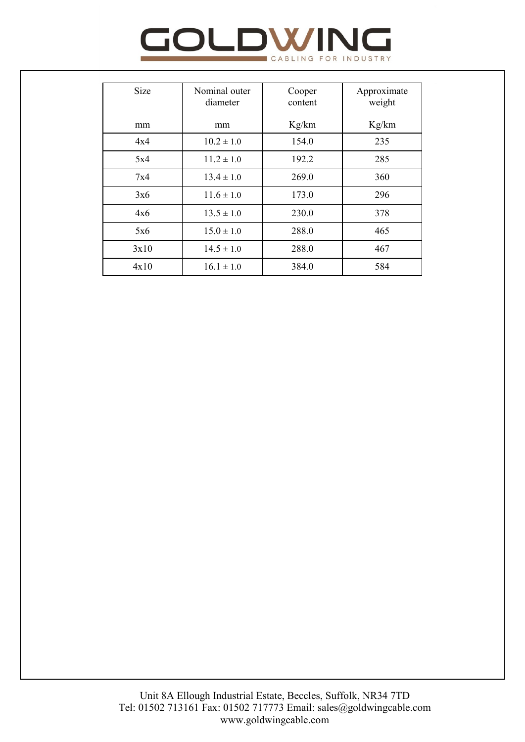| Size<br><br>mm | Nominal outer diameter<br><br>mm | Cooper content<br><br>Kg/km | Approximate weight<br><br>Kg/km |
|---|---|---|---|
| 4x4 | 10.2 ± 1.0 | 154.0 | 235 |
| 5x4 | 11.2 ± 1.0 | 192.2 | 285 |
| 7x4 | 13.4 ± 1.0 | 269.0 | 360 |
| 3x6 | 11.6 ± 1.0 | 173.0 | 296 |
| 4x6 | 13.5 ± 1.0 | 230.0 | 378 |
| 5x6 | 15.0 ± 1.0 | 288.0 | 465 |
| 3x10 | 14.5 ± 1.0 | 288.0 | 467 |
| 4x10 | 16.1 ± 1.0 | 384.0 | 584 |